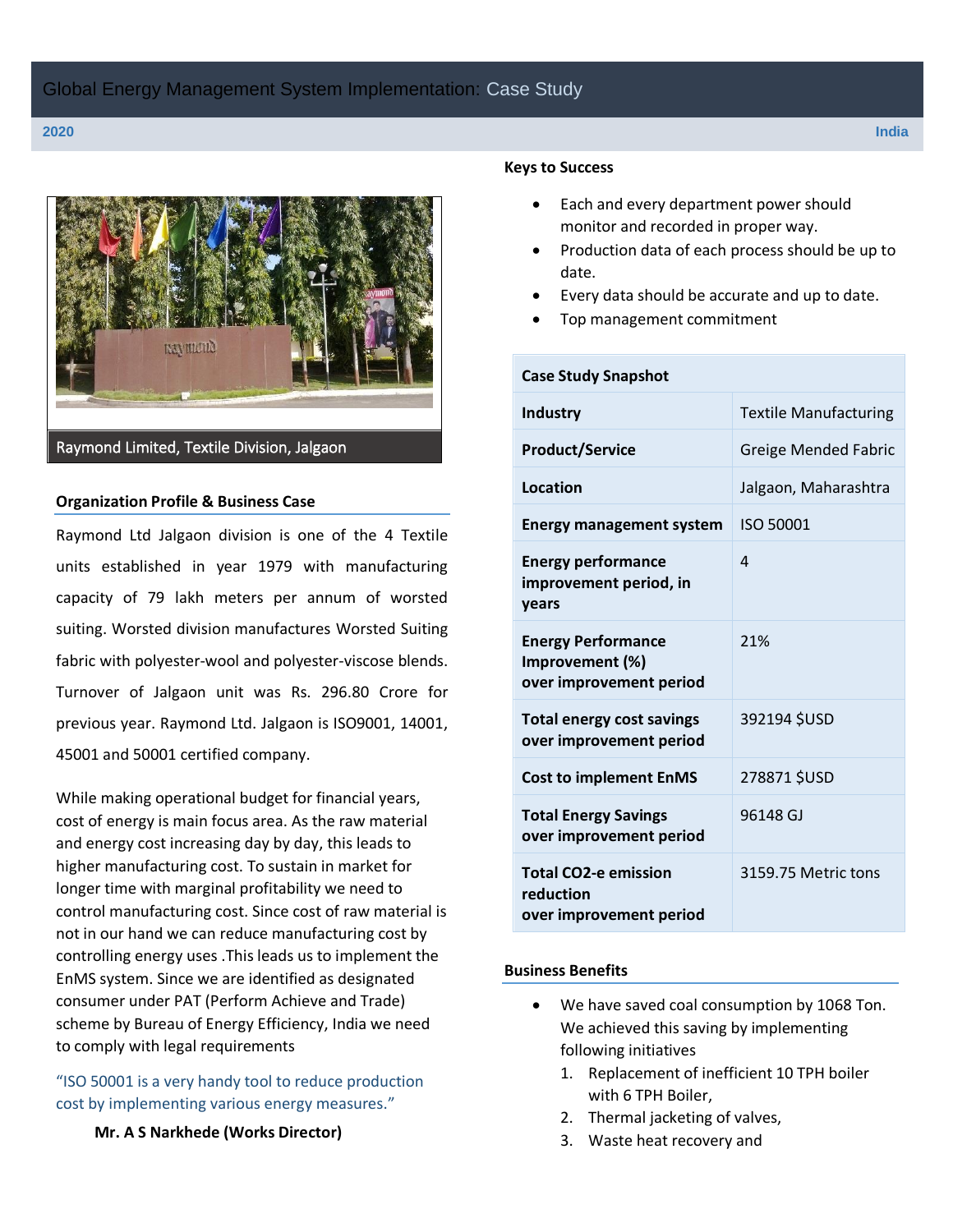# Global Energy Management System Implementation: Case Study

**2020** **India**

Raymond Limited, Textile Division, Jalgaon

## Organization Profile & Business Case

Raymond Ltd Jalgaon division is one of the 4 Textile units established in year 1979 with manufacturing capacity of 79 lakh meters per annum of worsted suiting. Worsted division manufactures Worsted Suiting fabric with polyester-wool and polyester-viscose blends. Turnover of Jalgaon unit was Rs. 296.80 Crore for previous year. Raymond Ltd. Jalgaon is ISO9001, 14001, 45001 and 50001 certified company.

While making operational budget for financial years, cost of energy is main focus area. As the raw material and energy cost increasing day by day, this leads to higher manufacturing cost. To sustain in market for longer time with marginal profitability we need to control manufacturing cost. Since cost of raw material is not in our hand we can reduce manufacturing cost by controlling energy uses .This leads us to implement the EnMS system. Since we are identified as designated consumer under PAT (Perform Achieve and Trade) scheme by Bureau of Energy Efficiency, India we need to comply with legal requirements

"ISO 50001 is a very handy tool to reduce production cost by implementing various energy measures."

**Mr. A S Narkhede (Works Director)**

## Keys to Success

- Each and every department power should monitor and recorded in proper way.
- Production data of each process should be up to date.
- Every data should be accurate and up to date.
- Top management commitment

| Case Study Snapshot | |
|---|---|
| **Industry** | Textile Manufacturing |
| **Product/Service** | Greige Mended Fabric |
| **Location** | Jalgaon, Maharashtra |
| **Energy management system** | ISO 50001 |
| **Energy performance improvement period, in years** | 4 |
| **Energy Performance Improvement (%) over improvement period** | 21% |
| **Total energy cost savings over improvement period** | 392194 $USD |
| **Cost to implement EnMS** | 278871 $USD |
| **Total Energy Savings over improvement period** | 96148 GJ |
| **Total CO2-e emission reduction over improvement period** | 3159.75 Metric tons |

## Business Benefits

- We have saved coal consumption by 1068 Ton. We achieved this saving by implementing following initiatives
  1. Replacement of inefficient 10 TPH boiler with 6 TPH Boiler,
  2. Thermal jacketing of valves,
  3. Waste heat recovery and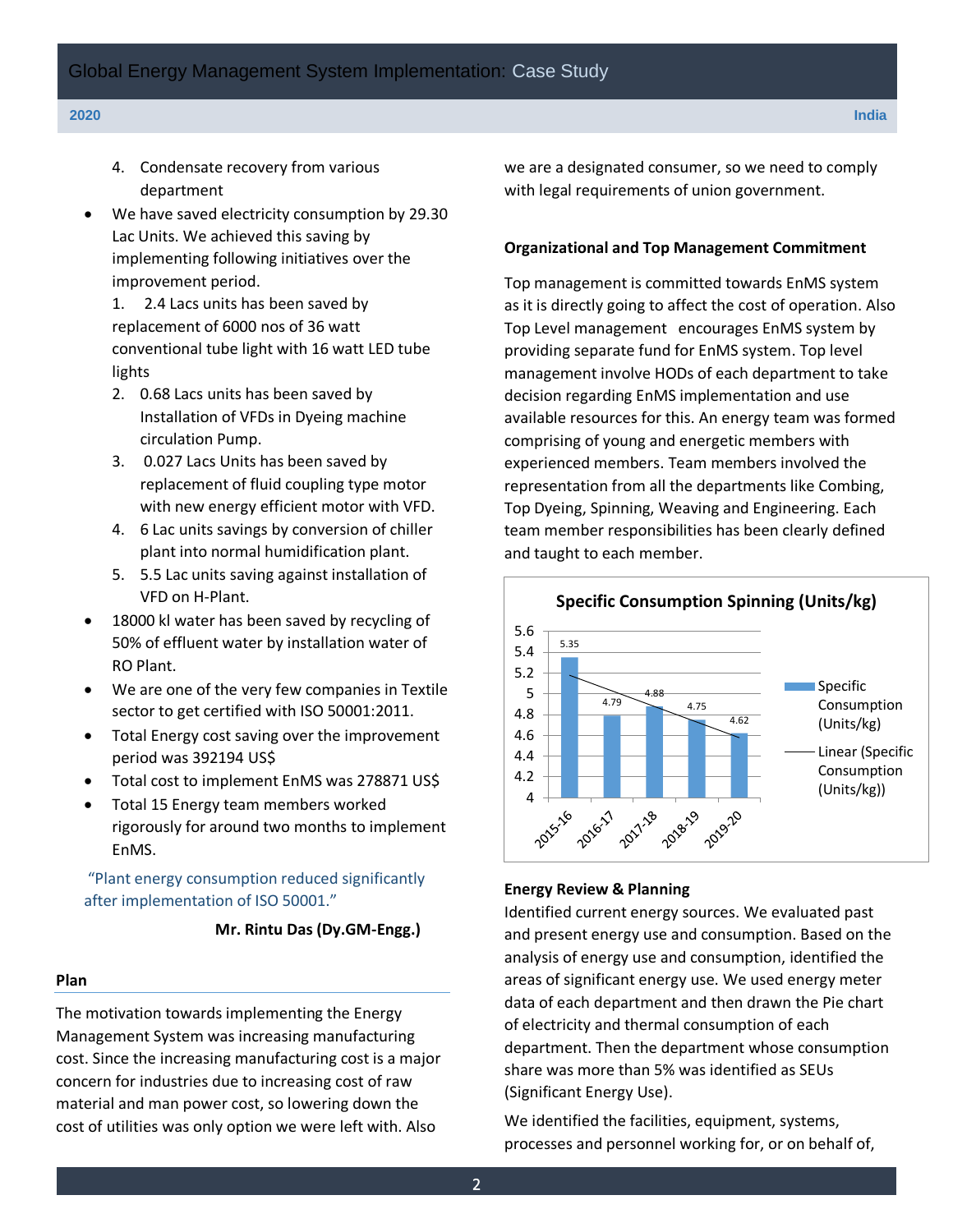4. Condensate recovery from various department

- We have saved electricity consumption by 29.30 Lac Units. We achieved this saving by implementing following initiatives over the improvement period.
  1. 2.4 Lacs units has been saved by replacement of 6000 nos of 36 watt conventional tube light with 16 watt LED tube lights
  2. 0.68 Lacs units has been saved by Installation of VFDs in Dyeing machine circulation Pump.
  3. 0.027 Lacs Units has been saved by replacement of fluid coupling type motor with new energy efficient motor with VFD.
  4. 6 Lac units savings by conversion of chiller plant into normal humidification plant.
  5. 5.5 Lac units saving against installation of VFD on H-Plant.
- 18000 kl water has been saved by recycling of 50% of effluent water by installation water of RO Plant.
- We are one of the very few companies in Textile sector to get certified with ISO 50001:2011.
- Total Energy cost saving over the improvement period was 392194 US$
- Total cost to implement EnMS was 278871 US$
- Total 15 Energy team members worked rigorously for around two months to implement EnMS.

"Plant energy consumption reduced significantly after implementation of ISO 50001."

**Mr. Rintu Das (Dy.GM-Engg.)**

## Plan

The motivation towards implementing the Energy Management System was increasing manufacturing cost. Since the increasing manufacturing cost is a major concern for industries due to increasing cost of raw material and man power cost, so lowering down the cost of utilities was only option we were left with. Also we are a designated consumer, so we need to comply with legal requirements of union government.

### Organizational and Top Management Commitment

Top management is committed towards EnMS system as it is directly going to affect the cost of operation. Also Top Level management encourages EnMS system by providing separate fund for EnMS system. Top level management involve HODs of each department to take decision regarding EnMS implementation and use available resources for this. An energy team was formed comprising of young and energetic members with experienced members. Team members involved the representation from all the departments like Combing, Top Dyeing, Spinning, Weaving and Engineering. Each team member responsibilities has been clearly defined and taught to each member.

**Specific Consumption Spinning (Units/kg)**

| Year | Specific Consumption (Units/kg) |
|---|---|
| 2015-16 | 5.35 |
| 2016-17 | 4.79 |
| 2017-18 | 4.88 |
| 2018-19 | 4.75 |
| 2019-20 | 4.62 |

### Energy Review & Planning

Identified current energy sources. We evaluated past and present energy use and consumption. Based on the analysis of energy use and consumption, identified the areas of significant energy use. We used energy meter data of each department and then drawn the Pie chart of electricity and thermal consumption of each department. Then the department whose consumption share was more than 5% was identified as SEUs (Significant Energy Use).

We identified the facilities, equipment, systems, processes and personnel working for, or on behalf of,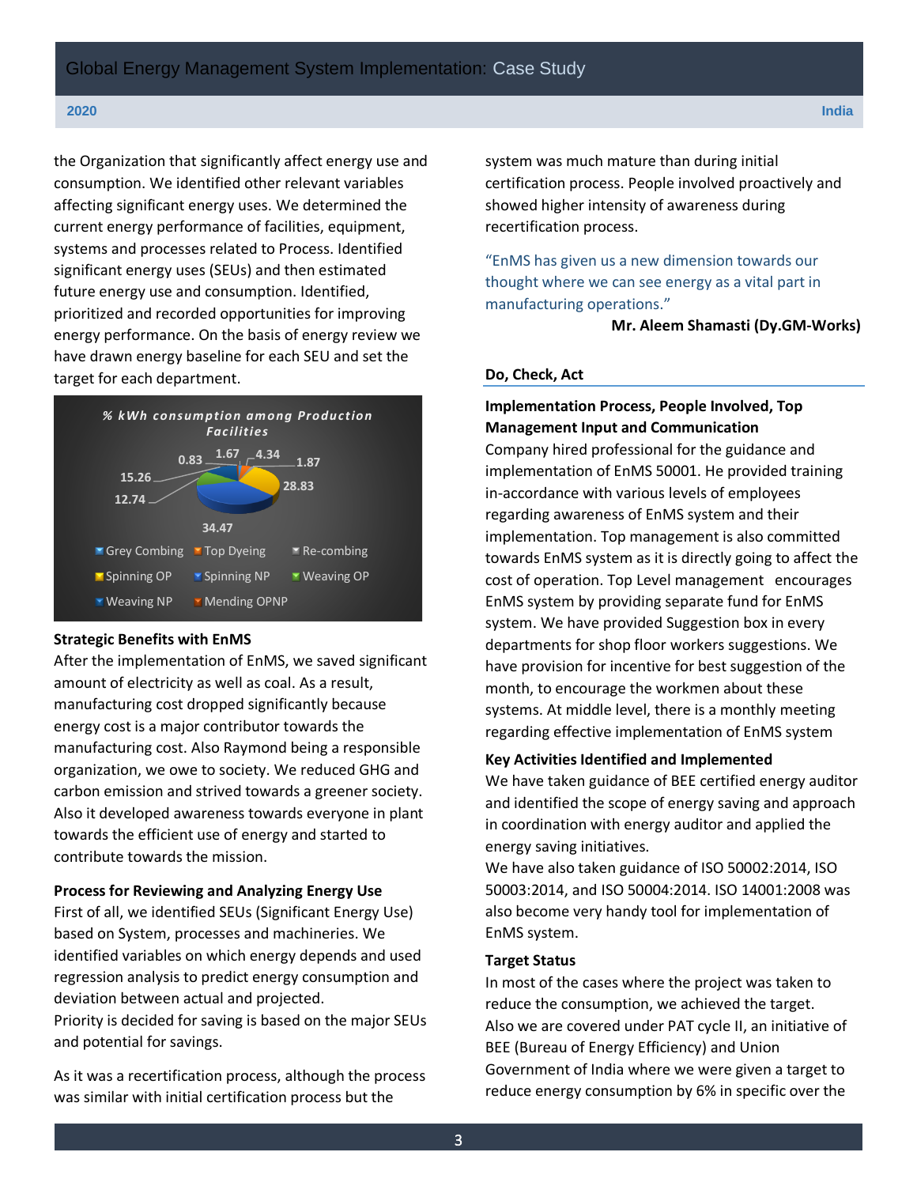the Organization that significantly affect energy use and consumption. We identified other relevant variables affecting significant energy uses. We determined the current energy performance of facilities, equipment, systems and processes related to Process. Identified significant energy uses (SEUs) and then estimated future energy use and consumption. Identified, prioritized and recorded opportunities for improving energy performance. On the basis of energy review we have drawn energy baseline for each SEU and set the target for each department.

*% kWh consumption among Production Facilities*

| Facility | % kWh |
|---|---|
| Grey Combing | 34.47 |
| Top Dyeing | 1.67 |
| Re-combing | 0.83 |
| Spinning OP | 28.83 |
| Spinning NP | 12.74 |
| Weaving OP | 15.26 |
| Weaving NP | 1.87 |
| Mending OPNP | 4.34 |

### Strategic Benefits with EnMS

After the implementation of EnMS, we saved significant amount of electricity as well as coal. As a result, manufacturing cost dropped significantly because energy cost is a major contributor towards the manufacturing cost. Also Raymond being a responsible organization, we owe to society. We reduced GHG and carbon emission and strived towards a greener society. Also it developed awareness towards everyone in plant towards the efficient use of energy and started to contribute towards the mission.

### Process for Reviewing and Analyzing Energy Use

First of all, we identified SEUs (Significant Energy Use) based on System, processes and machineries. We identified variables on which energy depends and used regression analysis to predict energy consumption and deviation between actual and projected.
Priority is decided for saving is based on the major SEUs and potential for savings.

As it was a recertification process, although the process was similar with initial certification process but the system was much mature than during initial certification process. People involved proactively and showed higher intensity of awareness during recertification process.

> "EnMS has given us a new dimension towards our thought where we can see energy as a vital part in manufacturing operations."
>
> **Mr. Aleem Shamasti (Dy.GM-Works)**

## Do, Check, Act

### Implementation Process, People Involved, Top Management Input and Communication

Company hired professional for the guidance and implementation of EnMS 50001. He provided training in-accordance with various levels of employees regarding awareness of EnMS system and their implementation. Top management is also committed towards EnMS system as it is directly going to affect the cost of operation. Top Level management encourages EnMS system by providing separate fund for EnMS system. We have provided Suggestion box in every departments for shop floor workers suggestions. We have provision for incentive for best suggestion of the month, to encourage the workmen about these systems. At middle level, there is a monthly meeting regarding effective implementation of EnMS system

### Key Activities Identified and Implemented

We have taken guidance of BEE certified energy auditor and identified the scope of energy saving and approach in coordination with energy auditor and applied the energy saving initiatives.
We have also taken guidance of ISO 50002:2014, ISO 50003:2014, and ISO 50004:2014. ISO 14001:2008 was also become very handy tool for implementation of EnMS system.

### Target Status

In most of the cases where the project was taken to reduce the consumption, we achieved the target. Also we are covered under PAT cycle II, an initiative of BEE (Bureau of Energy Efficiency) and Union Government of India where we were given a target to reduce energy consumption by 6% in specific over the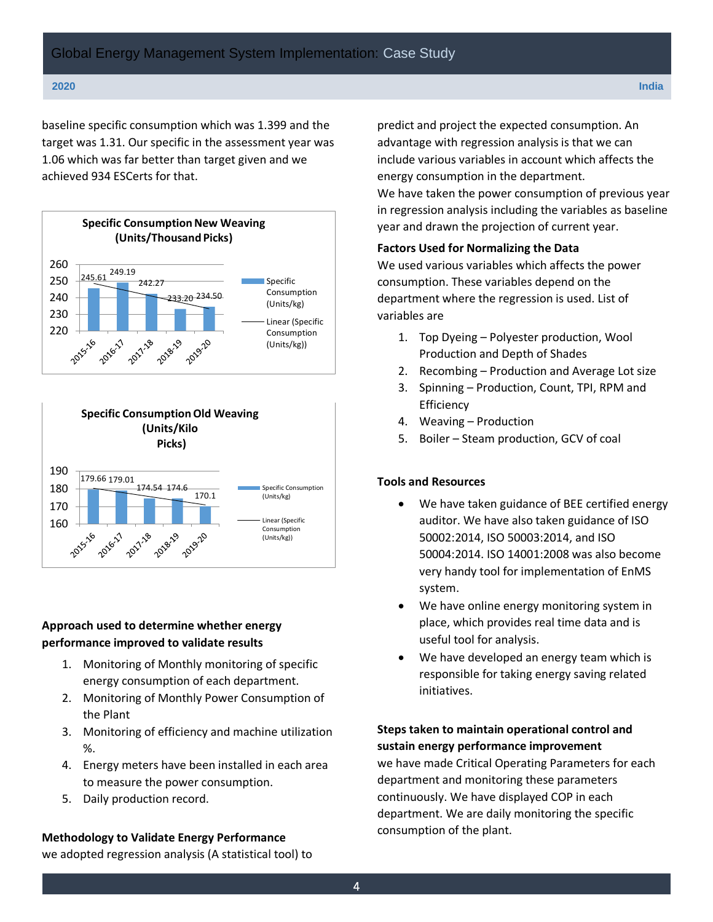baseline specific consumption which was 1.399 and the target was 1.31. Our specific in the assessment year was 1.06 which was far better than target given and we achieved 934 ESCerts for that.

**Specific Consumption New Weaving (Units/Thousand Picks)**

| Year | Specific Consumption (Units/kg) |
|---|---|
| 2015-16 | 245.61 |
| 2016-17 | 249.19 |
| 2017-18 | 242.27 |
| 2018-19 | 233.20 |
| 2019-20 | 234.50 |

**Specific Consumption Old Weaving (Units/Kilo Picks)**

| Year | Specific Consumption (Units/kg) |
|---|---|
| 2015-16 | 179.66 |
| 2016-17 | 179.01 |
| 2017-18 | 174.54 |
| 2018-19 | 174.6 |
| 2019-20 | 170.1 |

### Approach used to determine whether energy performance improved to validate results

1. Monitoring of Monthly monitoring of specific energy consumption of each department.
2. Monitoring of Monthly Power Consumption of the Plant
3. Monitoring of efficiency and machine utilization %.
4. Energy meters have been installed in each area to measure the power consumption.
5. Daily production record.

### Methodology to Validate Energy Performance

we adopted regression analysis (A statistical tool) to predict and project the expected consumption. An advantage with regression analysis is that we can include various variables in account which affects the energy consumption in the department.

We have taken the power consumption of previous year in regression analysis including the variables as baseline year and drawn the projection of current year.

### Factors Used for Normalizing the Data

We used various variables which affects the power consumption. These variables depend on the department where the regression is used. List of variables are

1. Top Dyeing – Polyester production, Wool Production and Depth of Shades
2. Recombing – Production and Average Lot size
3. Spinning – Production, Count, TPI, RPM and Efficiency
4. Weaving – Production
5. Boiler – Steam production, GCV of coal

### Tools and Resources

- We have taken guidance of BEE certified energy auditor. We have also taken guidance of ISO 50002:2014, ISO 50003:2014, and ISO 50004:2014. ISO 14001:2008 was also become very handy tool for implementation of EnMS system.
- We have online energy monitoring system in place, which provides real time data and is useful tool for analysis.
- We have developed an energy team which is responsible for taking energy saving related initiatives.

### Steps taken to maintain operational control and sustain energy performance improvement

we have made Critical Operating Parameters for each department and monitoring these parameters continuously. We have displayed COP in each department. We are daily monitoring the specific consumption of the plant.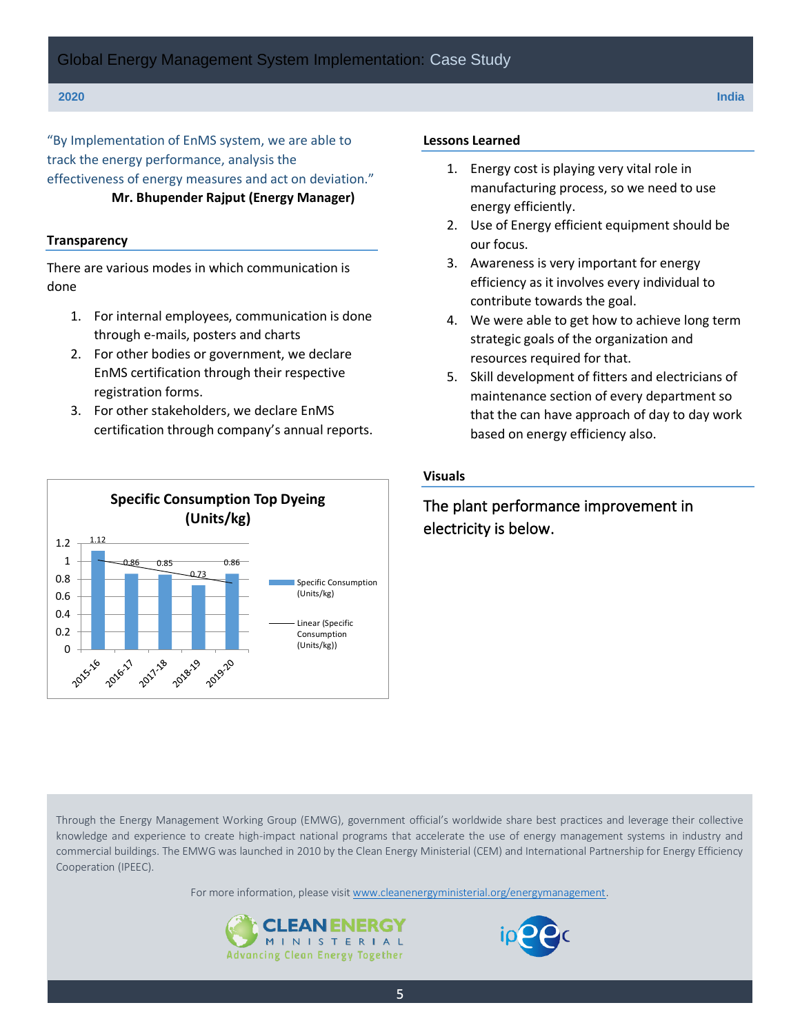"By Implementation of EnMS system, we are able to track the energy performance, analysis the effectiveness of energy measures and act on deviation."

**Mr. Bhupender Rajput (Energy Manager)**

## Transparency

There are various modes in which communication is done

1. For internal employees, communication is done through e-mails, posters and charts
2. For other bodies or government, we declare EnMS certification through their respective registration forms.
3. For other stakeholders, we declare EnMS certification through company's annual reports.

**Specific Consumption Top Dyeing (Units/kg)**

| Year | Specific Consumption (Units/kg) |
|---|---|
| 2015-16 | 1.12 |
| 2016-17 | 0.86 |
| 2017-18 | 0.85 |
| 2018-19 | 0.73 |
| 2019-20 | 0.86 |

Legend: Specific Consumption (Units/kg); Linear (Specific Consumption (Units/kg))

## Lessons Learned

1. Energy cost is playing very vital role in manufacturing process, so we need to use energy efficiently.
2. Use of Energy efficient equipment should be our focus.
3. Awareness is very important for energy efficiency as it involves every individual to contribute towards the goal.
4. We were able to get how to achieve long term strategic goals of the organization and resources required for that.
5. Skill development of fitters and electricians of maintenance section of every department so that the can have approach of day to day work based on energy efficiency also.

## Visuals

The plant performance improvement in electricity is below.

Through the Energy Management Working Group (EMWG), government official's worldwide share best practices and leverage their collective knowledge and experience to create high-impact national programs that accelerate the use of energy management systems in industry and commercial buildings. The EMWG was launched in 2010 by the Clean Energy Ministerial (CEM) and International Partnership for Energy Efficiency Cooperation (IPEEC).

For more information, please visit www.cleanenergyministerial.org/energymanagement.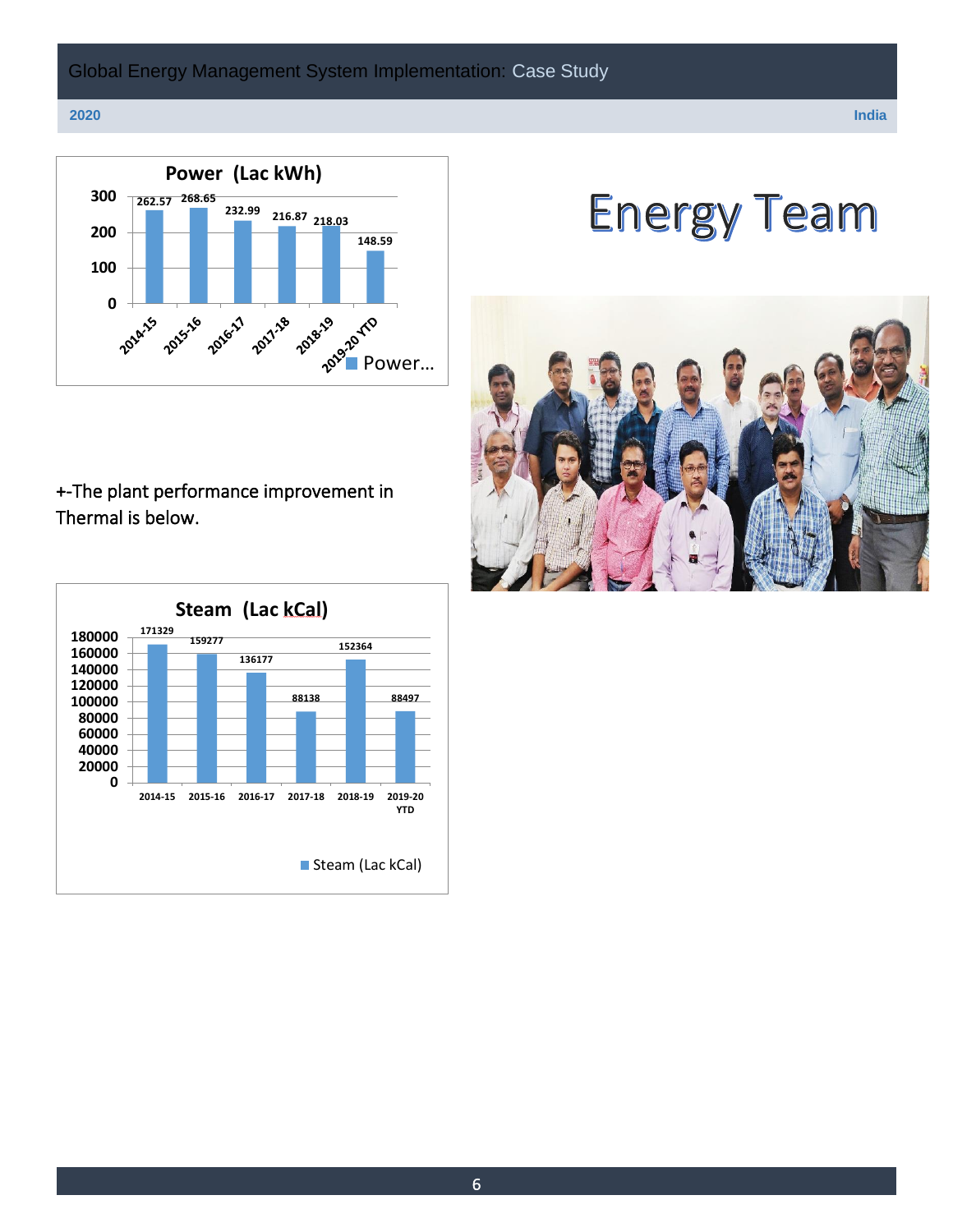Power (Lac kWh)

300
200
100
0

262.57
268.65
232.99
216.87
218.03
148.59

2014-15
2015-16
2016-17
2017-18
2018-19
2019-20 YTD

Power...

# Energy Team

+-The plant performance improvement in Thermal is below.

Steam (Lac kCal)

180000
160000
140000
120000
100000
80000
60000
40000
20000
0

171329
159277
136177
88138
152364
88497

2014-15
2015-16
2016-17
2017-18
2018-19
2019-20 YTD

Steam (Lac kCal)